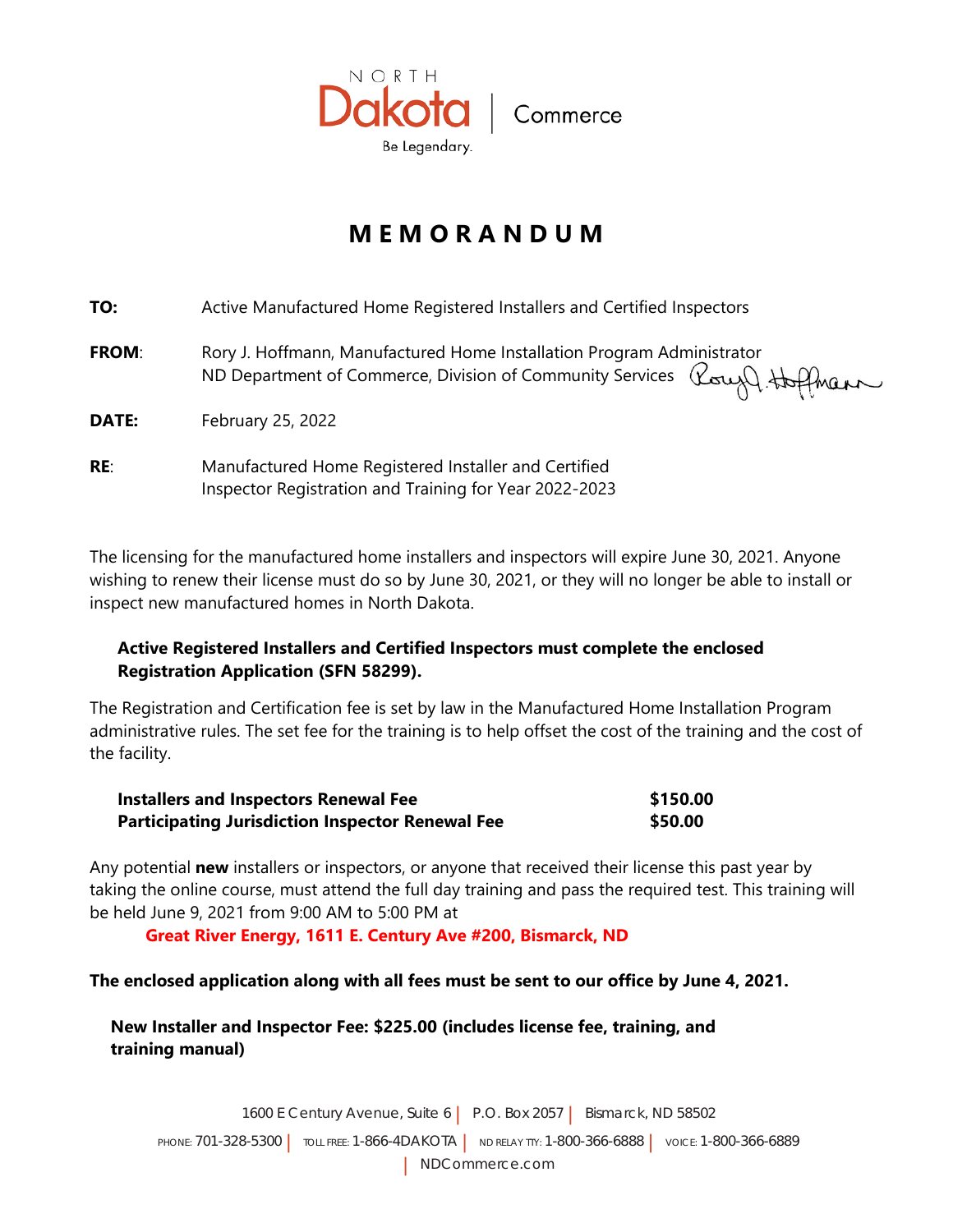NORTH Dakota | Commerce

Be Legendary.

# MEMORANDUM

**TO:** Active Manufactured Home Registered Installers and Certified Inspectors

**FROM**: Rory J. Hoffmann, Manufactured Home Installation Program Administrator
ND Department of Commerce, Division of Community Services

**DATE:** February 25, 2022

**RE**: Manufactured Home Registered Installer and Certified Inspector Registration and Training for Year 2022-2023

The licensing for the manufactured home installers and inspectors will expire June 30, 2021. Anyone wishing to renew their license must do so by June 30, 2021, or they will no longer be able to install or inspect new manufactured homes in North Dakota.

**Active Registered Installers and Certified Inspectors must complete the enclosed Registration Application (SFN 58299).**

The Registration and Certification fee is set by law in the Manufactured Home Installation Program administrative rules. The set fee for the training is to help offset the cost of the training and the cost of the facility.

| | |
|---|---|
| **Installers and Inspectors Renewal Fee** | **$150.00** |
| **Participating Jurisdiction Inspector Renewal Fee** | **$50.00** |

Any potential **new** installers or inspectors, or anyone that received their license this past year by taking the online course, must attend the full day training and pass the required test. This training will be held June 9, 2021 from 9:00 AM to 5:00 PM at

**Great River Energy, 1611 E. Century Ave #200, Bismarck, ND**

**The enclosed application along with all fees must be sent to our office by June 4, 2021.**

**New Installer and Inspector Fee: $225.00 (includes license fee, training, and training manual)**

1600 E Century Avenue, Suite 6 | P.O. Box 2057 | Bismarck, ND 58502

PHONE: 701-328-5300 | TOLL FREE: 1-866-4DAKOTA | ND RELAY TTY: 1-800-366-6888 | VOICE: 1-800-366-6889

| NDCommerce.com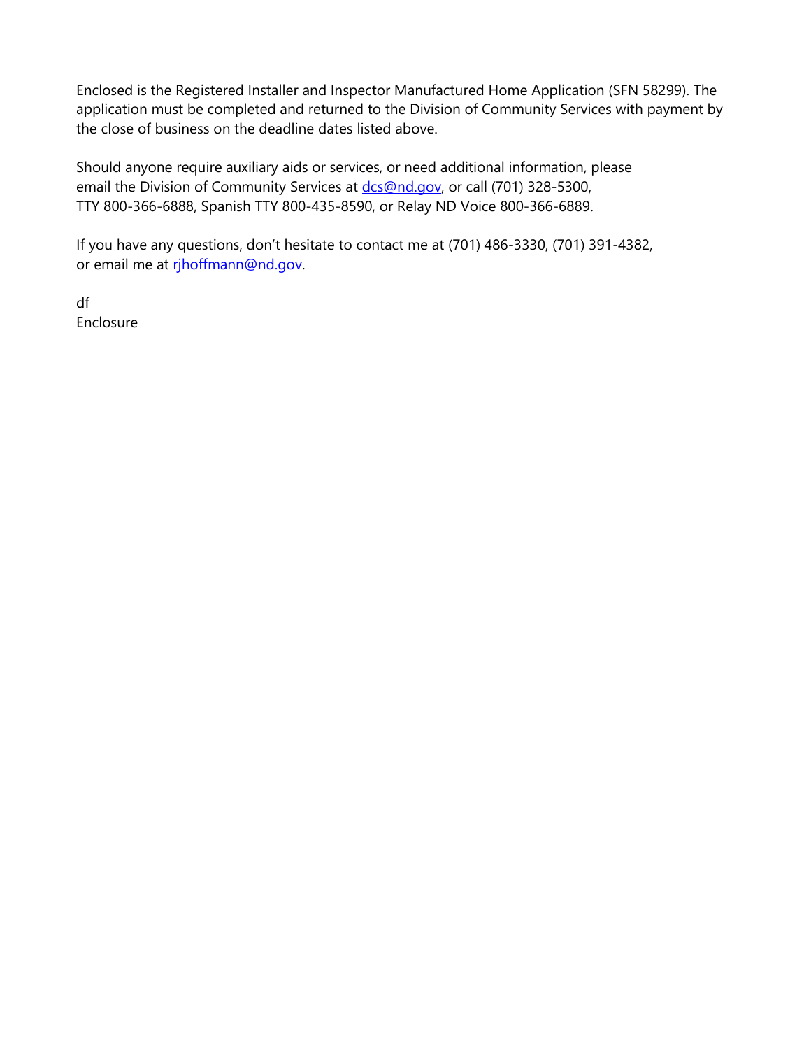Enclosed is the Registered Installer and Inspector Manufactured Home Application (SFN 58299). The application must be completed and returned to the Division of Community Services with payment by the close of business on the deadline dates listed above.

Should anyone require auxiliary aids or services, or need additional information, please email the Division of Community Services at dcs@nd.gov, or call (701) 328-5300, TTY 800-366-6888, Spanish TTY 800-435-8590, or Relay ND Voice 800-366-6889.

If you have any questions, don't hesitate to contact me at (701) 486-3330, (701) 391-4382, or email me at rjhoffmann@nd.gov.

df
Enclosure